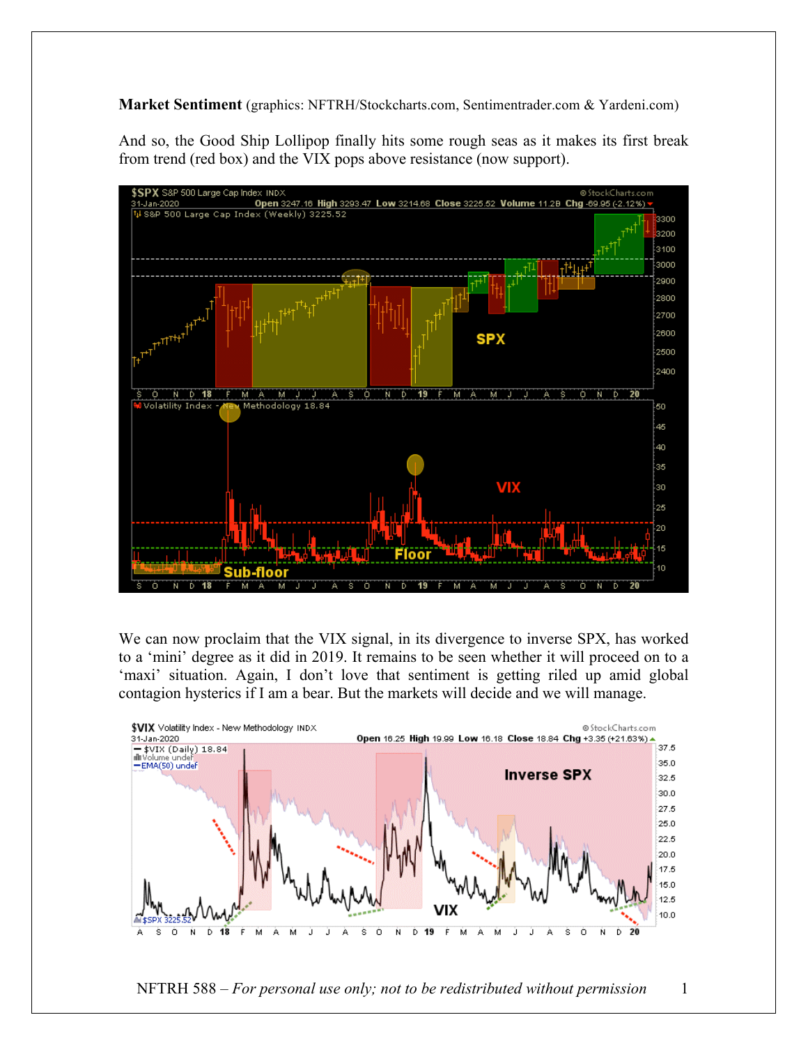**Market Sentiment** (graphics: NFTRH/Stockcharts.com, Sentimentrader.com & Yardeni.com)

And so, the Good Ship Lollipop finally hits some rough seas as it makes its first break from trend (red box) and the VIX pops above resistance (now support).

We can now proclaim that the VIX signal, in its divergence to inverse SPX, has worked to a 'mini' degree as it did in 2019. It remains to be seen whether it will proceed on to a 'maxi' situation. Again, I don't love that sentiment is getting riled up amid global contagion hysterics if I am a bear. But the markets will decide and we will manage.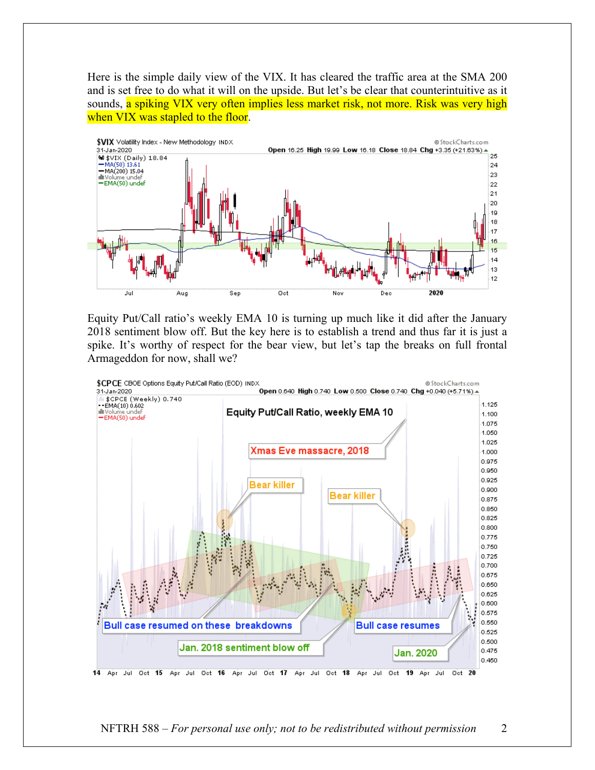Here is the simple daily view of the VIX. It has cleared the traffic area at the SMA 200 and is set free to do what it will on the upside. But let's be clear that counterintuitive as it sounds, a spiking VIX very often implies less market risk, not more. Risk was very high when VIX was stapled to the floor.

Equity Put/Call ratio's weekly EMA 10 is turning up much like it did after the January 2018 sentiment blow off. But the key here is to establish a trend and thus far it is just a spike. It's worthy of respect for the bear view, but let's tap the breaks on full frontal Armageddon for now, shall we?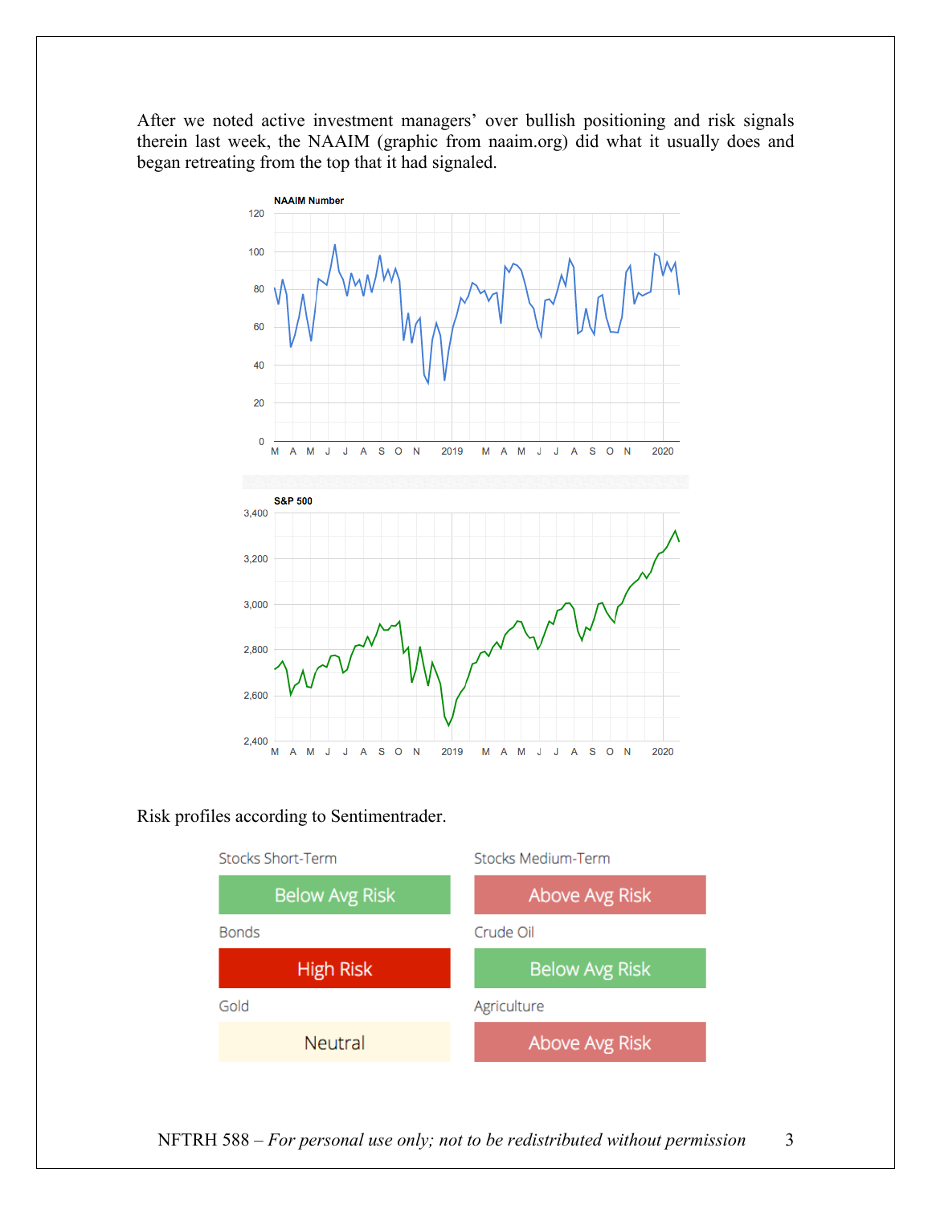After we noted active investment managers' over bullish positioning and risk signals therein last week, the NAAIM (graphic from naaim.org) did what it usually does and began retreating from the top that it had signaled.

Risk profiles according to Sentimentrader.

| Stocks Short-Term | Stocks Medium-Term |
| --- | --- |
| Below Avg Risk | Above Avg Risk |
| **Bonds** | **Crude Oil** |
| High Risk | Below Avg Risk |
| **Gold** | **Agriculture** |
| Neutral | Above Avg Risk |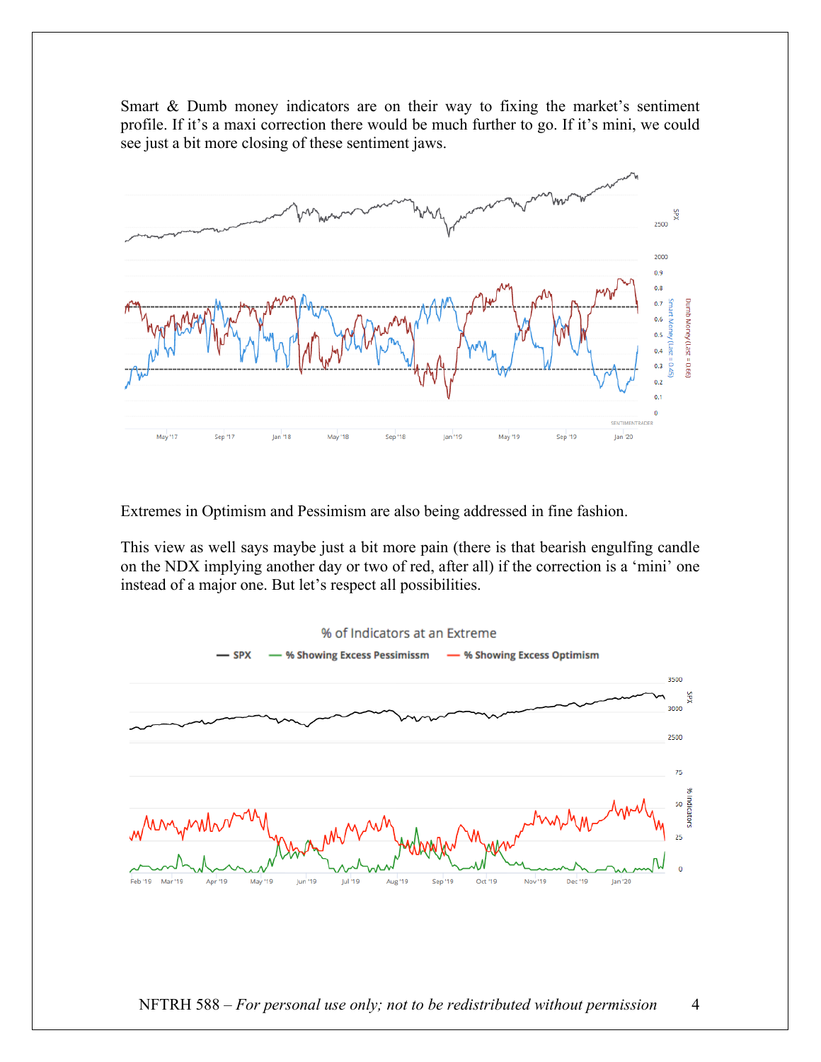Smart & Dumb money indicators are on their way to fixing the market's sentiment profile. If it's a maxi correction there would be much further to go. If it's mini, we could see just a bit more closing of these sentiment jaws.

Extremes in Optimism and Pessimism are also being addressed in fine fashion.

This view as well says maybe just a bit more pain (there is that bearish engulfing candle on the NDX implying another day or two of red, after all) if the correction is a 'mini' one instead of a major one. But let's respect all possibilities.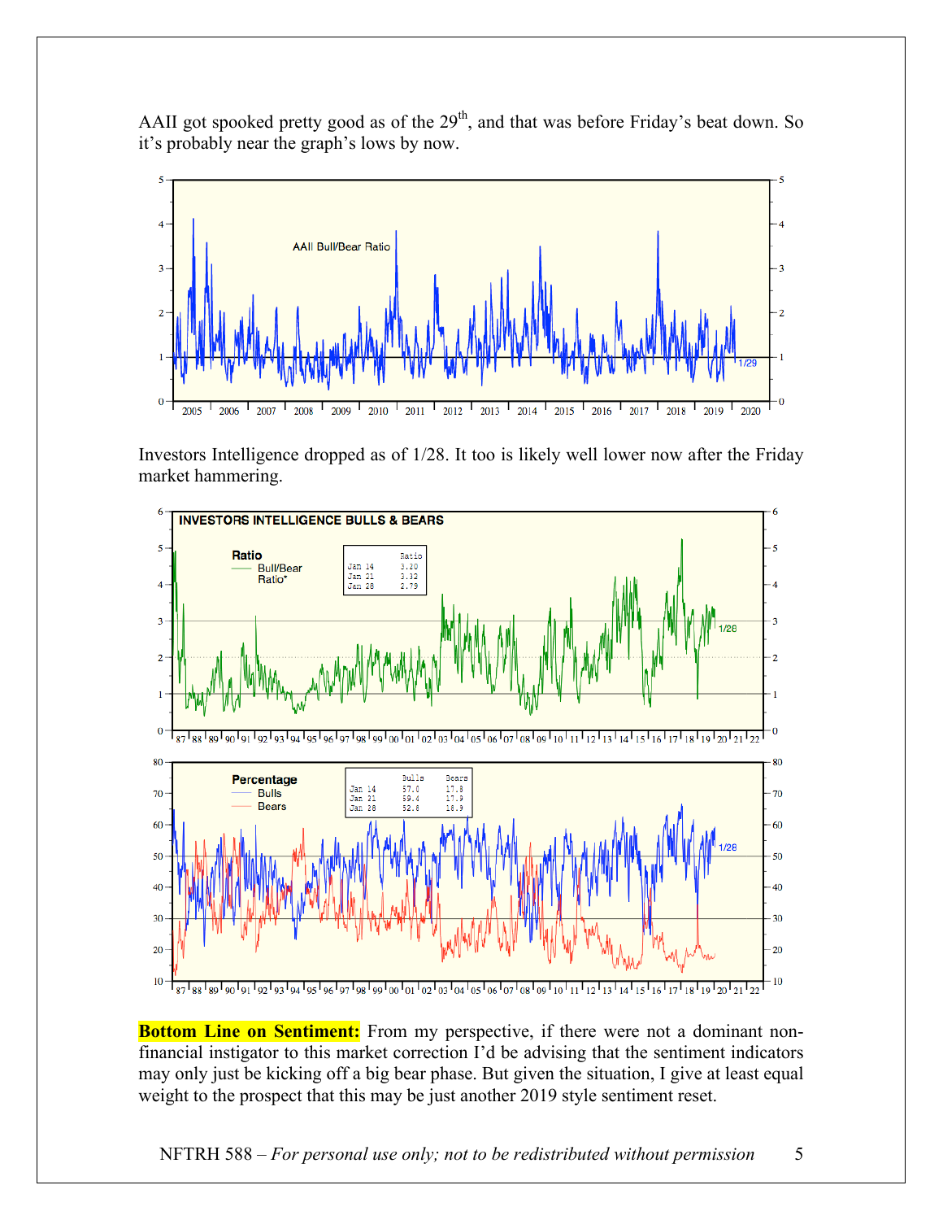AAII got spooked pretty good as of the 29th, and that was before Friday's beat down. So it's probably near the graph's lows by now.

AAII Bull/Bear Ratio

1/29

Investors Intelligence dropped as of 1/28. It too is likely well lower now after the Friday market hammering.

INVESTORS INTELLIGENCE BULLS & BEARS

Ratio

Bull/Bear Ratio*

| | Ratio |
|---|---|
| Jan 14 | 3.20 |
| Jan 21 | 3.32 |
| Jan 28 | 2.79 |

1/28

Percentage

Bulls

Bears

| | Bulls | Bears |
|---|---|---|
| Jan 14 | 57.0 | 17.8 |
| Jan 21 | 59.4 | 17.9 |
| Jan 28 | 52.8 | 18.9 |

1/28

**Bottom Line on Sentiment:** From my perspective, if there were not a dominant non-financial instigator to this market correction I'd be advising that the sentiment indicators may only just be kicking off a big bear phase. But given the situation, I give at least equal weight to the prospect that this may be just another 2019 style sentiment reset.